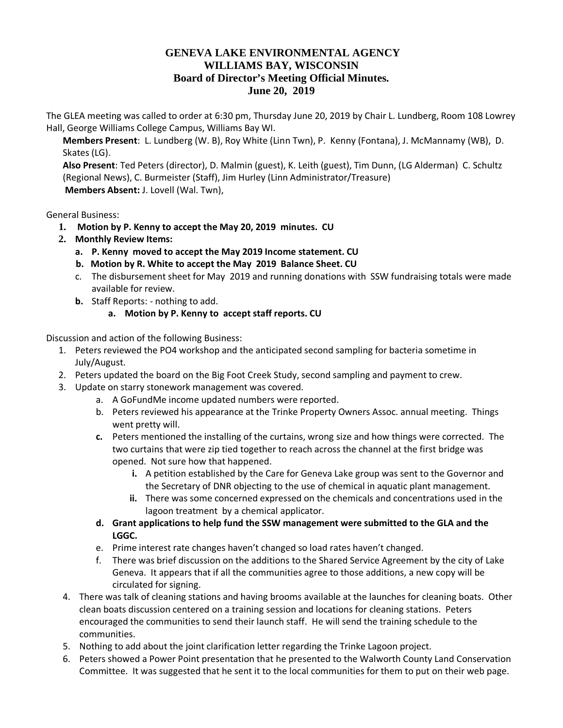# GENEVA LAKE ENVIRONMENTAL AGENCY
# WILLIAMS BAY, WISCONSIN
## Board of Director's Meeting Official Minutes.
## June 20, 2019

The GLEA meeting was called to order at 6:30 pm, Thursday June 20, 2019 by Chair L. Lundberg, Room 108 Lowrey Hall, George Williams College Campus, Williams Bay WI.

**Members Present**: L. Lundberg (W. B), Roy White (Linn Twn), P. Kenny (Fontana), J. McMannamy (WB), D. Skates (LG).

**Also Present**: Ted Peters (director), D. Malmin (guest), K. Leith (guest), Tim Dunn, (LG Alderman) C. Schultz (Regional News), C. Burmeister (Staff), Jim Hurley (Linn Administrator/Treasure)

**Members Absent:** J. Lovell (Wal. Twn),

General Business:

1. **Motion by P. Kenny to accept the May 20, 2019 minutes. CU**
2. **Monthly Review Items:**
   a. **P. Kenny moved to accept the May 2019 Income statement. CU**
   b. **Motion by R. White to accept the May 2019 Balance Sheet. CU**
   c. The disbursement sheet for May 2019 and running donations with SSW fundraising totals were made available for review.
   **b.** Staff Reports: - nothing to add.
      a. **Motion by P. Kenny to accept staff reports. CU**

Discussion and action of the following Business:

1. Peters reviewed the PO4 workshop and the anticipated second sampling for bacteria sometime in July/August.
2. Peters updated the board on the Big Foot Creek Study, second sampling and payment to crew.
3. Update on starry stonework management was covered.
   a. A GoFundMe income updated numbers were reported.
   b. Peters reviewed his appearance at the Trinke Property Owners Assoc. annual meeting. Things went pretty will.
   **c.** Peters mentioned the installing of the curtains, wrong size and how things were corrected. The two curtains that were zip tied together to reach across the channel at the first bridge was opened. Not sure how that happened.
      **i.** A petition established by the Care for Geneva Lake group was sent to the Governor and the Secretary of DNR objecting to the use of chemical in aquatic plant management.
      **ii.** There was some concerned expressed on the chemicals and concentrations used in the lagoon treatment by a chemical applicator.
   **d. Grant applications to help fund the SSW management were submitted to the GLA and the LGGC.**
   e. Prime interest rate changes haven't changed so load rates haven't changed.
   f. There was brief discussion on the additions to the Shared Service Agreement by the city of Lake Geneva. It appears that if all the communities agree to those additions, a new copy will be circulated for signing.
4. There was talk of cleaning stations and having brooms available at the launches for cleaning boats. Other clean boats discussion centered on a training session and locations for cleaning stations. Peters encouraged the communities to send their launch staff. He will send the training schedule to the communities.
5. Nothing to add about the joint clarification letter regarding the Trinke Lagoon project.
6. Peters showed a Power Point presentation that he presented to the Walworth County Land Conservation Committee. It was suggested that he sent it to the local communities for them to put on their web page.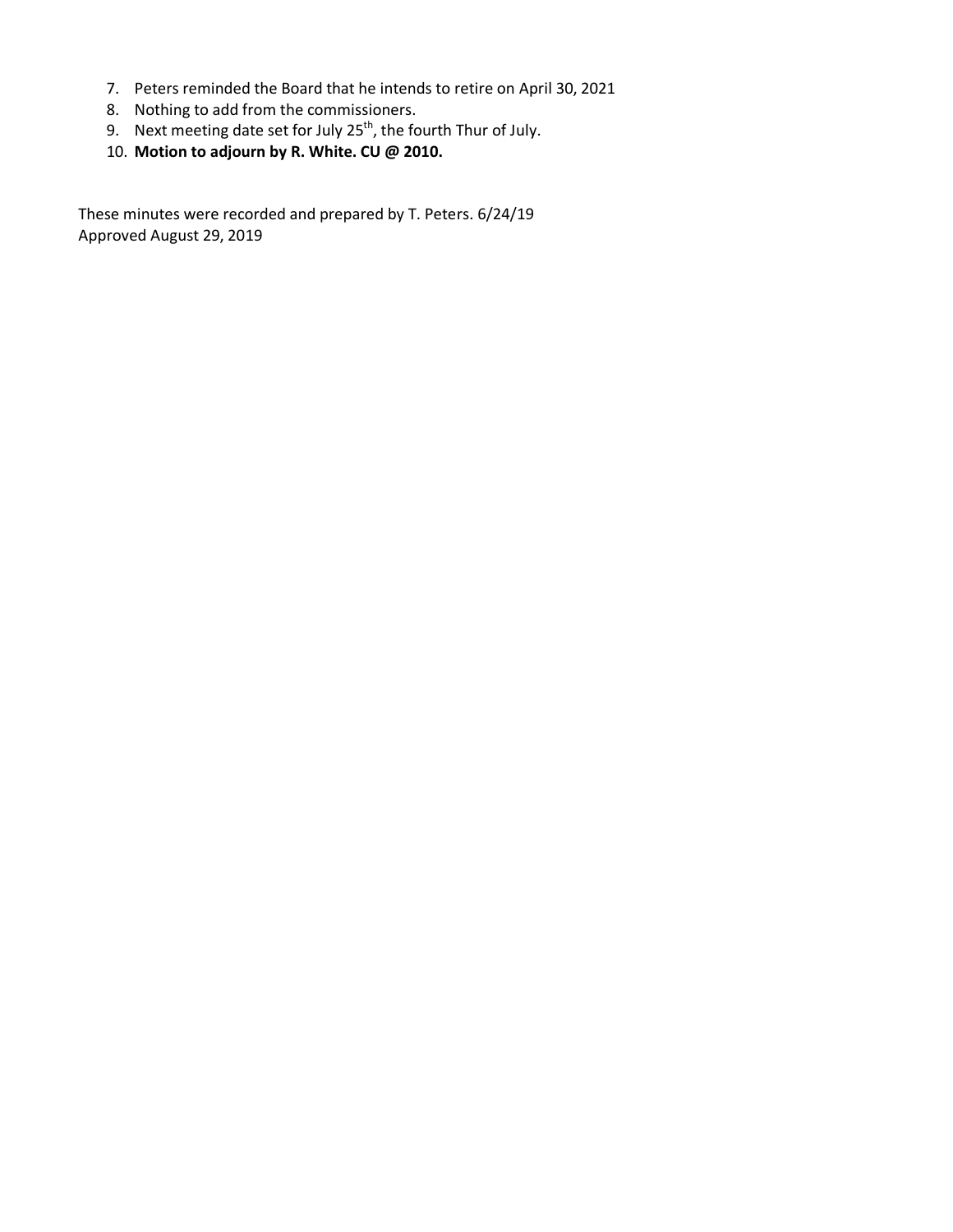7. Peters reminded the Board that he intends to retire on April 30, 2021
8. Nothing to add from the commissioners.
9. Next meeting date set for July 25th, the fourth Thur of July.
10. **Motion to adjourn by R. White. CU @ 2010.**

These minutes were recorded and prepared by T. Peters. 6/24/19
Approved August 29, 2019